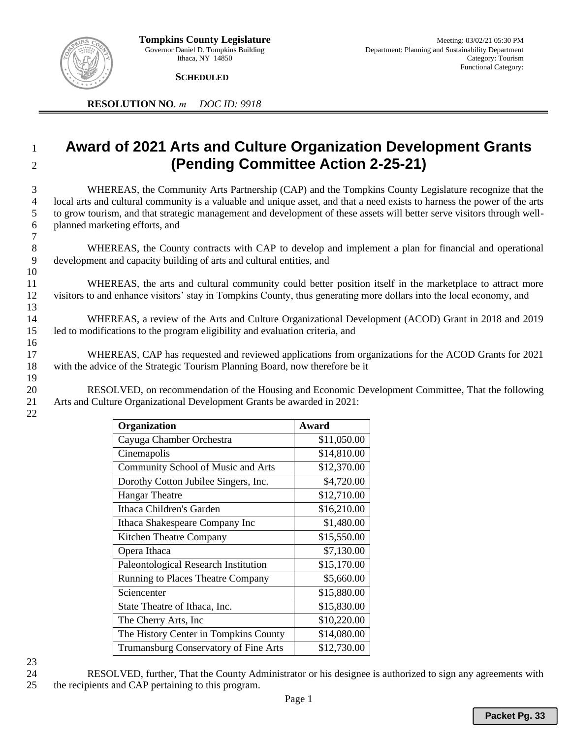**Tompkins County Legislature**
Governor Daniel D. Tompkins Building
Ithaca, NY 14850

**SCHEDULED**

Meeting: 03/02/21 05:30 PM
Department: Planning and Sustainability Department
Category: Tourism
Functional Category:

**RESOLUTION NO.** *m* *DOC ID: 9918*

# Award of 2021 Arts and Culture Organization Development Grants (Pending Committee Action 2-25-21)

WHEREAS, the Community Arts Partnership (CAP) and the Tompkins County Legislature recognize that the local arts and cultural community is a valuable and unique asset, and that a need exists to harness the power of the arts to grow tourism, and that strategic management and development of these assets will better serve visitors through well-planned marketing efforts, and

WHEREAS, the County contracts with CAP to develop and implement a plan for financial and operational development and capacity building of arts and cultural entities, and

WHEREAS, the arts and cultural community could better position itself in the marketplace to attract more visitors to and enhance visitors' stay in Tompkins County, thus generating more dollars into the local economy, and

WHEREAS, a review of the Arts and Culture Organizational Development (ACOD) Grant in 2018 and 2019 led to modifications to the program eligibility and evaluation criteria, and

WHEREAS, CAP has requested and reviewed applications from organizations for the ACOD Grants for 2021 with the advice of the Strategic Tourism Planning Board, now therefore be it

RESOLVED, on recommendation of the Housing and Economic Development Committee, That the following Arts and Culture Organizational Development Grants be awarded in 2021:

| Organization | Award |
|---|---|
| Cayuga Chamber Orchestra | $11,050.00 |
| Cinemapolis | $14,810.00 |
| Community School of Music and Arts | $12,370.00 |
| Dorothy Cotton Jubilee Singers, Inc. | $4,720.00 |
| Hangar Theatre | $12,710.00 |
| Ithaca Children's Garden | $16,210.00 |
| Ithaca Shakespeare Company Inc | $1,480.00 |
| Kitchen Theatre Company | $15,550.00 |
| Opera Ithaca | $7,130.00 |
| Paleontological Research Institution | $15,170.00 |
| Running to Places Theatre Company | $5,660.00 |
| Sciencenter | $15,880.00 |
| State Theatre of Ithaca, Inc. | $15,830.00 |
| The Cherry Arts, Inc | $10,220.00 |
| The History Center in Tompkins County | $14,080.00 |
| Trumansburg Conservatory of Fine Arts | $12,730.00 |

RESOLVED, further, That the County Administrator or his designee is authorized to sign any agreements with the recipients and CAP pertaining to this program.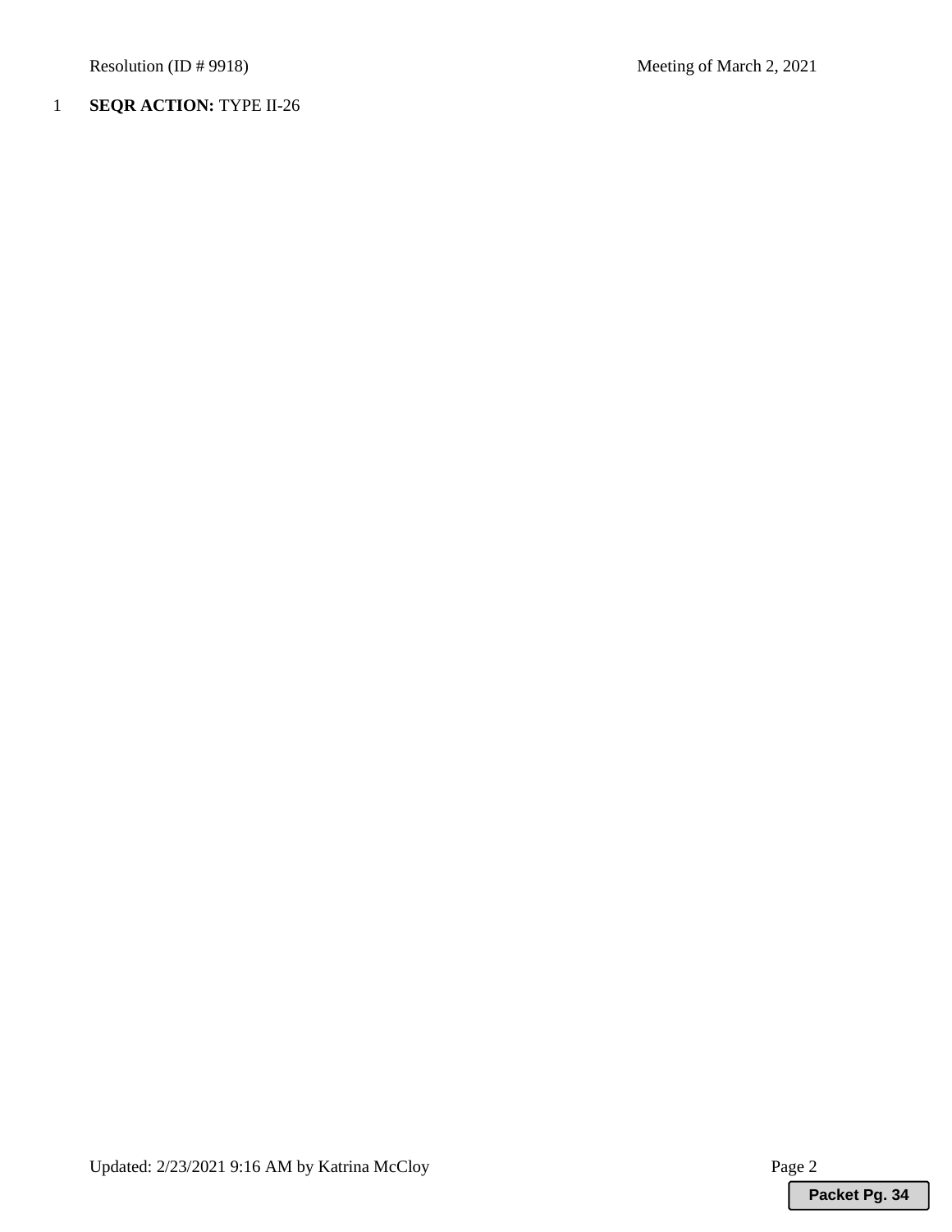**SEQR ACTION:** TYPE II-26